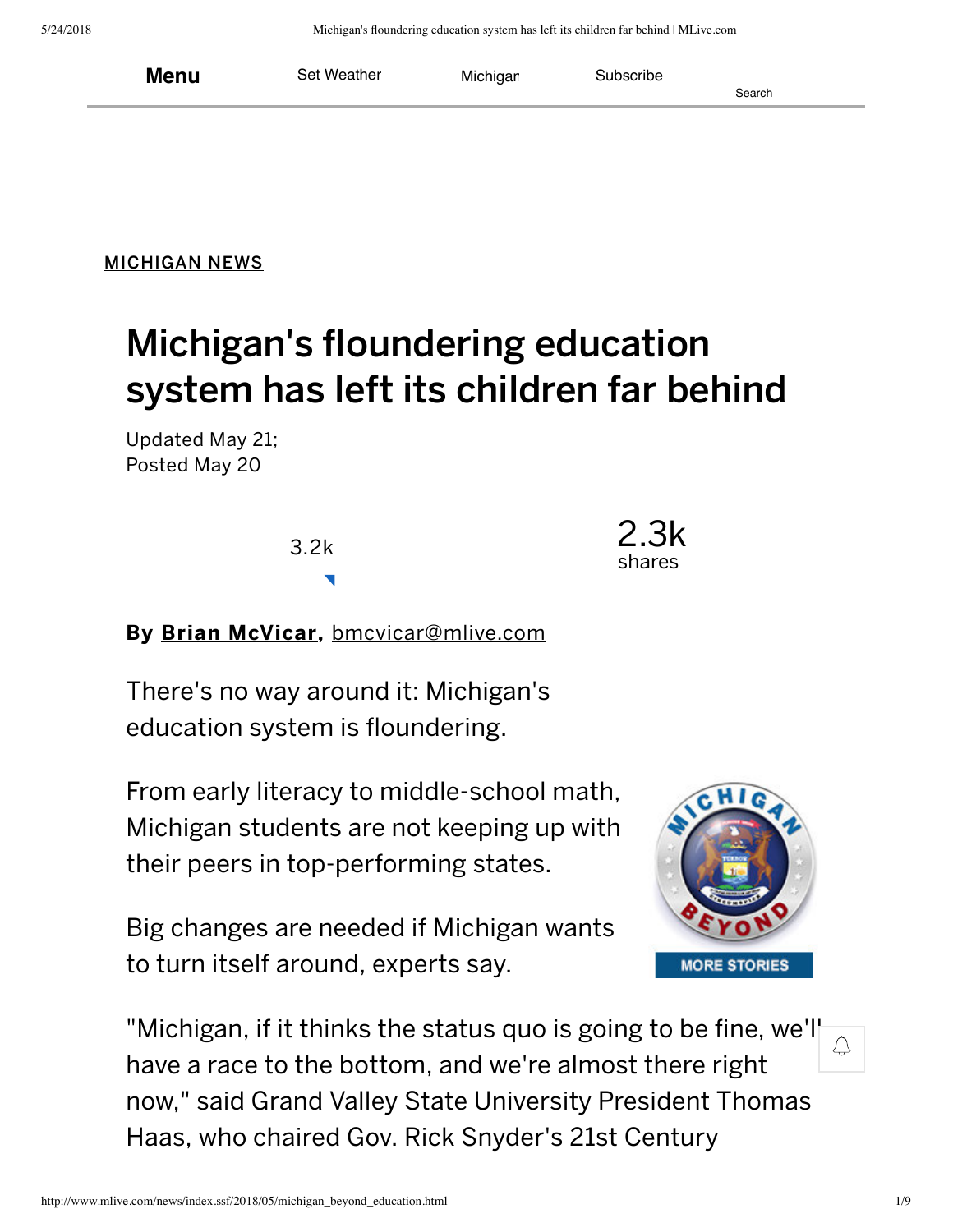Menu Set Weather Michigan Subscribe Search

MICHIGAN NEWS

# Michigan's floundering education system has left its children far behind

Updated May 21;
Posted May 20

3.2k

2.3k shares

**By Brian McVicar,** bmcvicar@mlive.com

There's no way around it: Michigan's education system is floundering.

From early literacy to middle-school math, Michigan students are not keeping up with their peers in top-performing states.

Big changes are needed if Michigan wants to turn itself around, experts say.

MORE STORIES

"Michigan, if it thinks the status quo is going to be fine, we'll have a race to the bottom, and we're almost there right now," said Grand Valley State University President Thomas Haas, who chaired Gov. Rick Snyder's 21st Century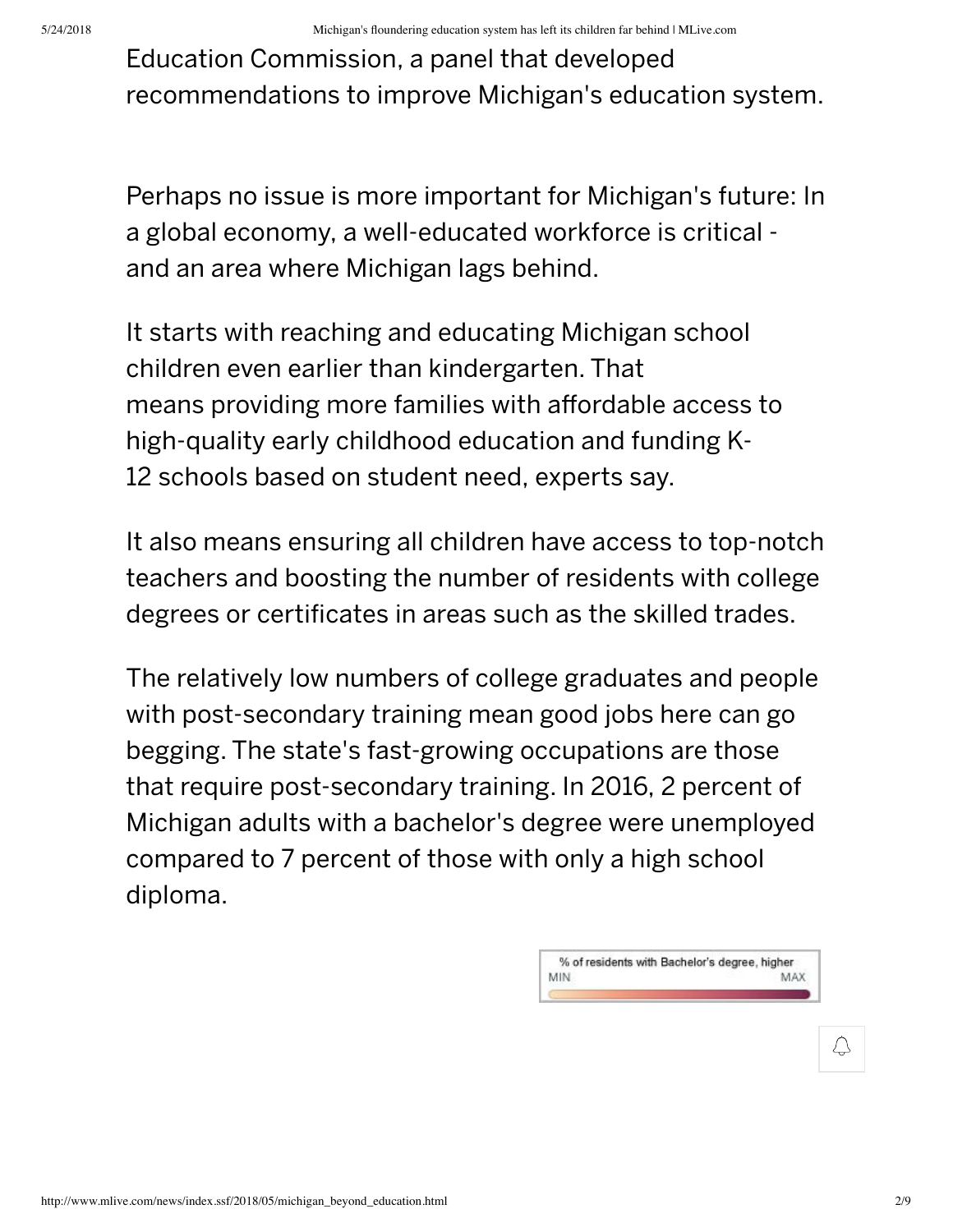Education Commission, a panel that developed recommendations to improve Michigan's education system.

Perhaps no issue is more important for Michigan's future: In a global economy, a well-educated workforce is critical - and an area where Michigan lags behind.

It starts with reaching and educating Michigan school children even earlier than kindergarten. That means providing more families with affordable access to high-quality early childhood education and funding K-12 schools based on student need, experts say.

It also means ensuring all children have access to top-notch teachers and boosting the number of residents with college degrees or certificates in areas such as the skilled trades.

The relatively low numbers of college graduates and people with post-secondary training mean good jobs here can go begging. The state's fast-growing occupations are those that require post-secondary training. In 2016, 2 percent of Michigan adults with a bachelor's degree were unemployed compared to 7 percent of those with only a high school diploma.

% of residents with Bachelor's degree, higher

MIN MAX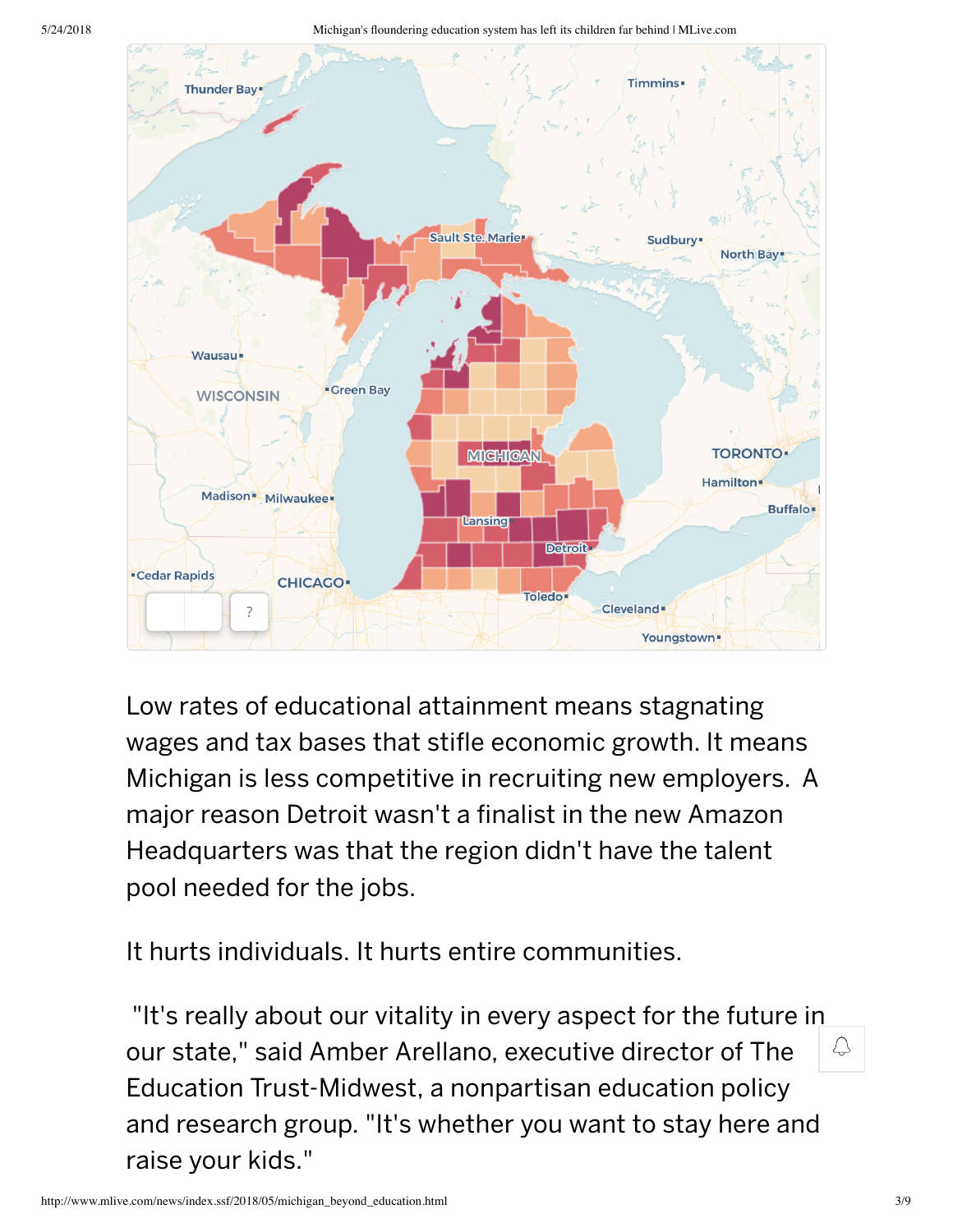Low rates of educational attainment means stagnating wages and tax bases that stifle economic growth. It means Michigan is less competitive in recruiting new employers. A major reason Detroit wasn't a finalist in the new Amazon Headquarters was that the region didn't have the talent pool needed for the jobs.

It hurts individuals. It hurts entire communities.

"It's really about our vitality in every aspect for the future in our state," said Amber Arellano, executive director of The Education Trust-Midwest, a nonpartisan education policy and research group. "It's whether you want to stay here and raise your kids."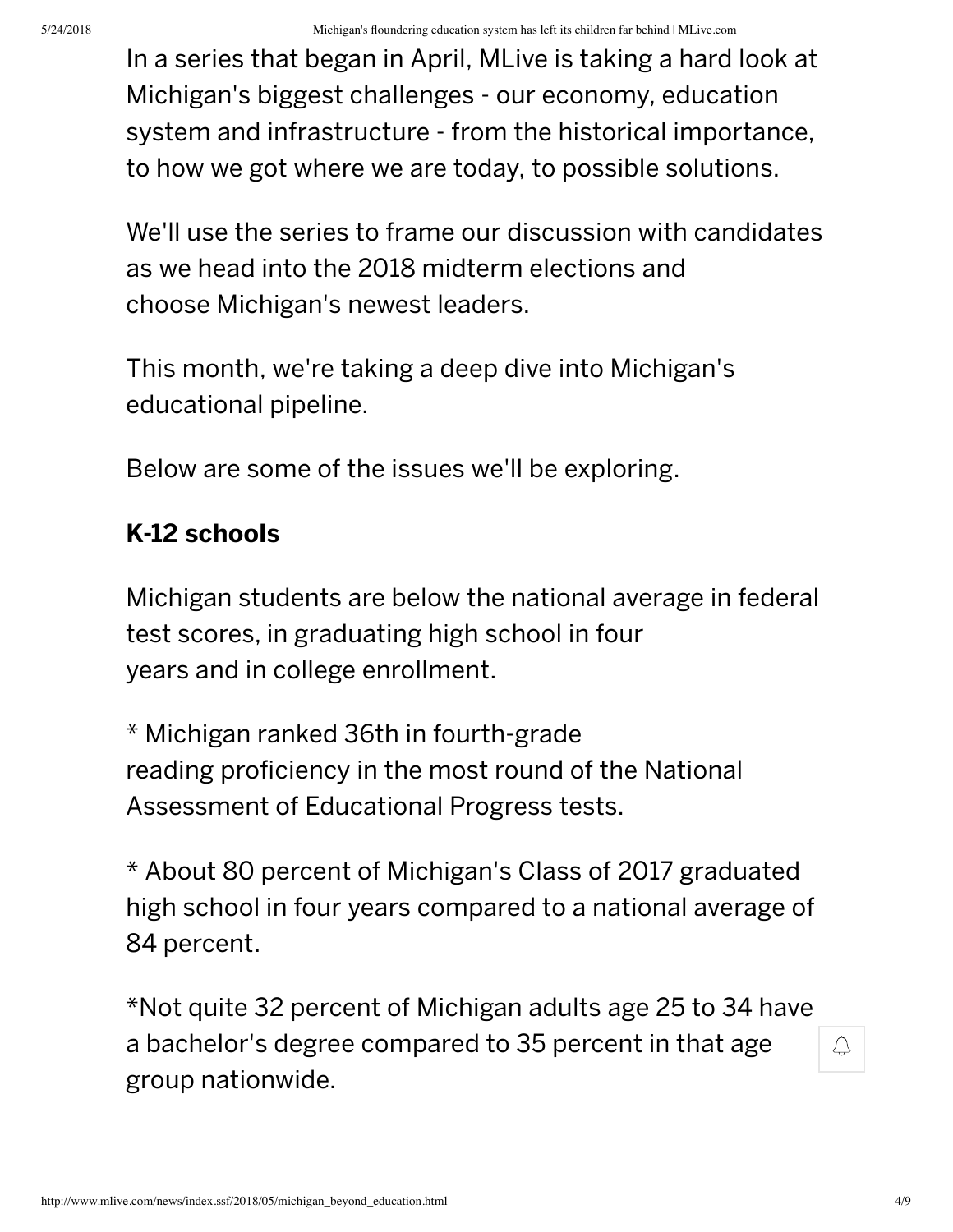In a series that began in April, MLive is taking a hard look at Michigan's biggest challenges - our economy, education system and infrastructure - from the historical importance, to how we got where we are today, to possible solutions.

We'll use the series to frame our discussion with candidates as we head into the 2018 midterm elections and choose Michigan's newest leaders.

This month, we're taking a deep dive into Michigan's educational pipeline.

Below are some of the issues we'll be exploring.

**K-12 schools**

Michigan students are below the national average in federal test scores, in graduating high school in four years and in college enrollment.

* Michigan ranked 36th in fourth-grade reading proficiency in the most round of the National Assessment of Educational Progress tests.

* About 80 percent of Michigan's Class of 2017 graduated high school in four years compared to a national average of 84 percent.

*Not quite 32 percent of Michigan adults age 25 to 34 have a bachelor's degree compared to 35 percent in that age group nationwide.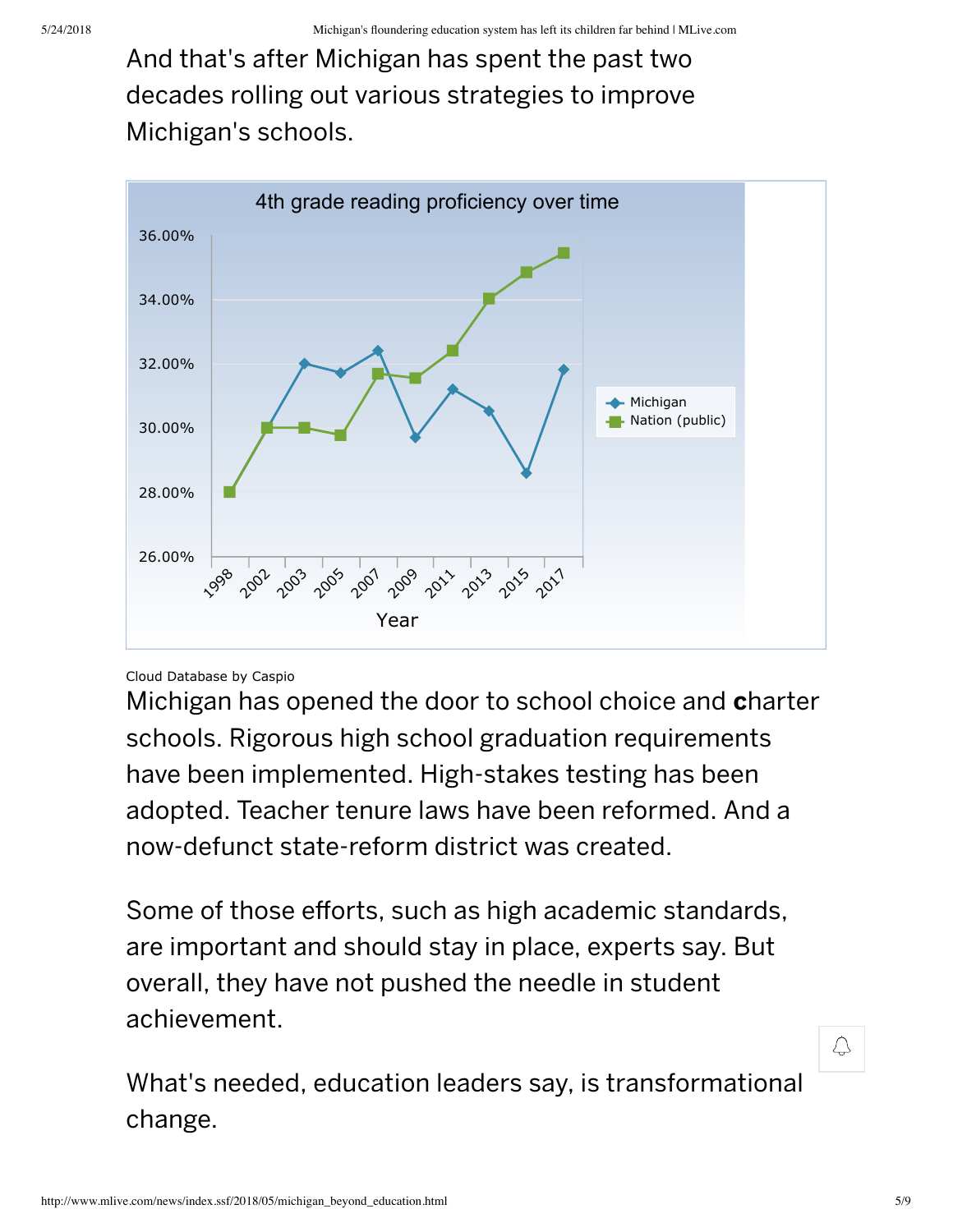And that's after Michigan has spent the past two decades rolling out various strategies to improve Michigan's schools.

Cloud Database by Caspio

Michigan has opened the door to school choice and **c**harter schools. Rigorous high school graduation requirements have been implemented. High-stakes testing has been adopted. Teacher tenure laws have been reformed. And a now-defunct state-reform district was created.

Some of those efforts, such as high academic standards, are important and should stay in place, experts say. But overall, they have not pushed the needle in student achievement.

What's needed, education leaders say, is transformational change.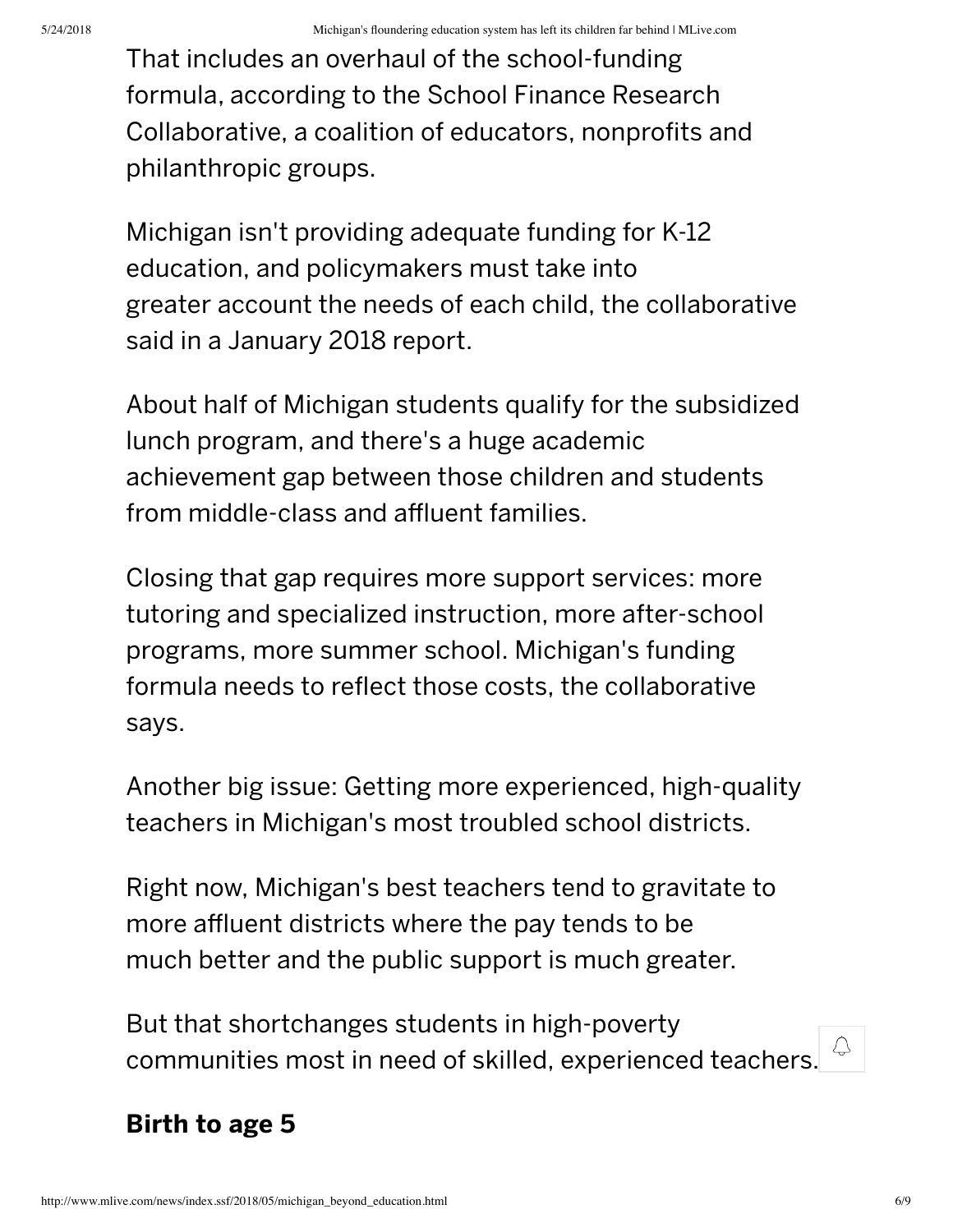That includes an overhaul of the school-funding formula, according to the School Finance Research Collaborative, a coalition of educators, nonprofits and philanthropic groups.

Michigan isn't providing adequate funding for K-12 education, and policymakers must take into greater account the needs of each child, the collaborative said in a January 2018 report.

About half of Michigan students qualify for the subsidized lunch program, and there's a huge academic achievement gap between those children and students from middle-class and affluent families.

Closing that gap requires more support services: more tutoring and specialized instruction, more after-school programs, more summer school. Michigan's funding formula needs to reflect those costs, the collaborative says.

Another big issue: Getting more experienced, high-quality teachers in Michigan's most troubled school districts.

Right now, Michigan's best teachers tend to gravitate to more affluent districts where the pay tends to be much better and the public support is much greater.

But that shortchanges students in high-poverty communities most in need of skilled, experienced teachers.

## Birth to age 5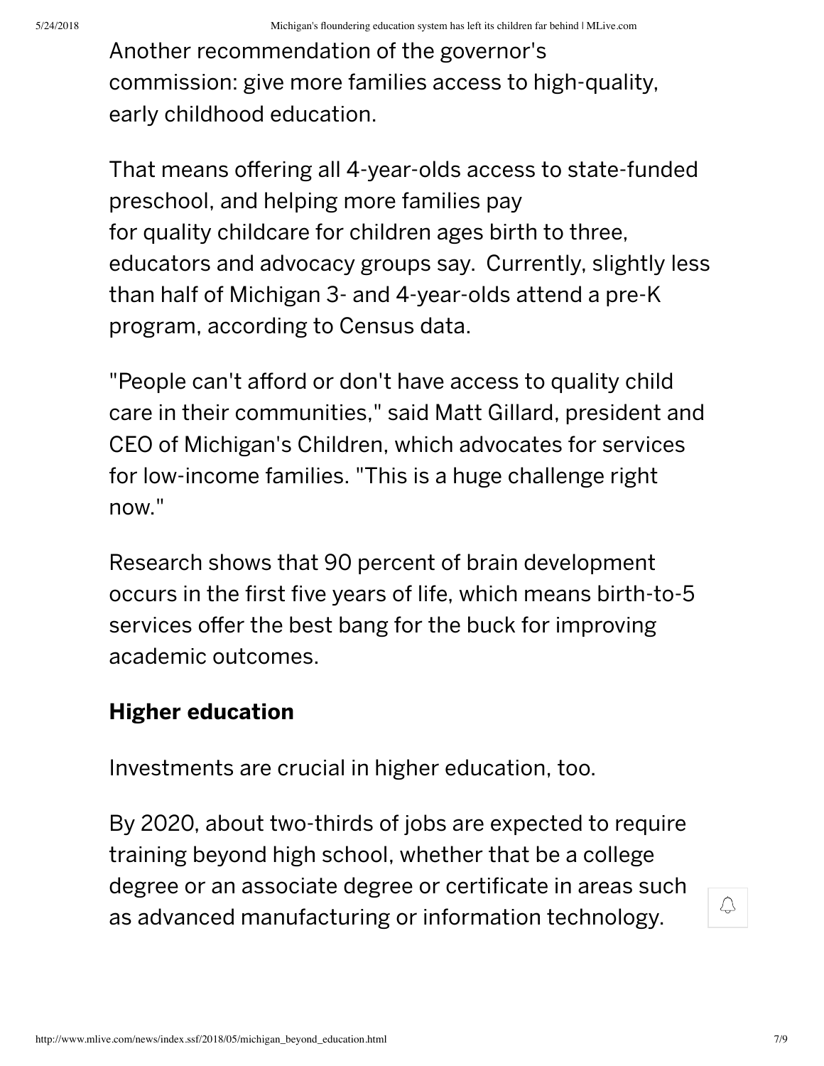Another recommendation of the governor's commission: give more families access to high-quality, early childhood education.

That means offering all 4-year-olds access to state-funded preschool, and helping more families pay for quality childcare for children ages birth to three, educators and advocacy groups say. Currently, slightly less than half of Michigan 3- and 4-year-olds attend a pre-K program, according to Census data.

"People can't afford or don't have access to quality child care in their communities," said Matt Gillard, president and CEO of Michigan's Children, which advocates for services for low-income families. "This is a huge challenge right now."

Research shows that 90 percent of brain development occurs in the first five years of life, which means birth-to-5 services offer the best bang for the buck for improving academic outcomes.

## Higher education

Investments are crucial in higher education, too.

By 2020, about two-thirds of jobs are expected to require training beyond high school, whether that be a college degree or an associate degree or certificate in areas such as advanced manufacturing or information technology.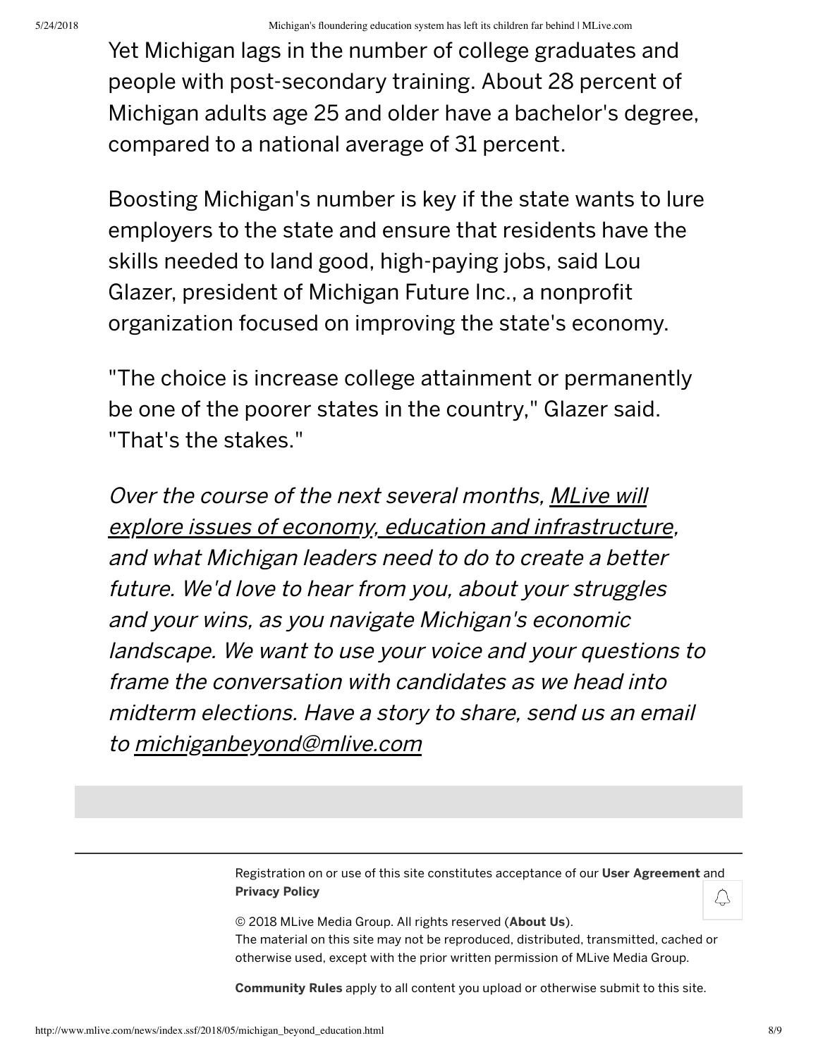Yet Michigan lags in the number of college graduates and people with post-secondary training. About 28 percent of Michigan adults age 25 and older have a bachelor's degree, compared to a national average of 31 percent.

Boosting Michigan's number is key if the state wants to lure employers to the state and ensure that residents have the skills needed to land good, high-paying jobs, said Lou Glazer, president of Michigan Future Inc., a nonprofit organization focused on improving the state's economy.

"The choice is increase college attainment or permanently be one of the poorer states in the country," Glazer said. "That's the stakes."

*Over the course of the next several months, MLive will explore issues of economy, education and infrastructure, and what Michigan leaders need to do to create a better future. We'd love to hear from you, about your struggles and your wins, as you navigate Michigan's economic landscape. We want to use your voice and your questions to frame the conversation with candidates as we head into midterm elections. Have a story to share, send us an email to michiganbeyond@mlive.com*

Registration on or use of this site constitutes acceptance of our **User Agreement** and **Privacy Policy**

© 2018 MLive Media Group. All rights reserved (**About Us**).
The material on this site may not be reproduced, distributed, transmitted, cached or otherwise used, except with the prior written permission of MLive Media Group.

**Community Rules** apply to all content you upload or otherwise submit to this site.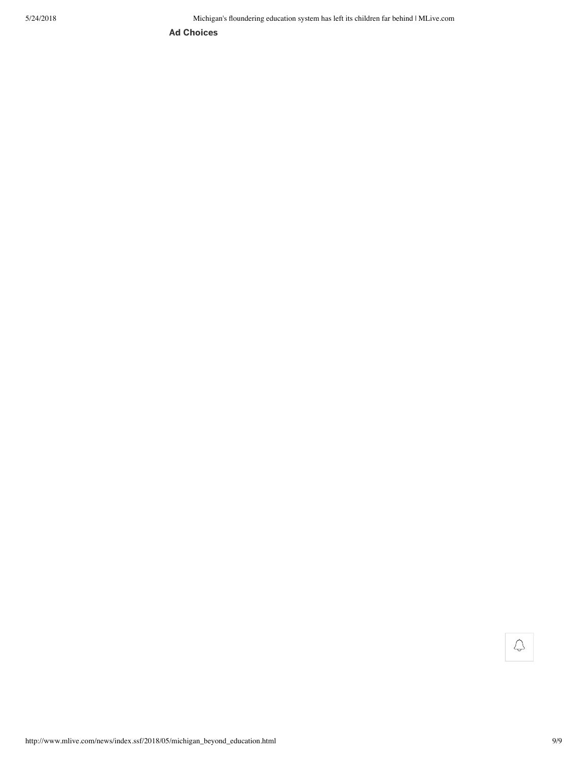**Ad Choices**